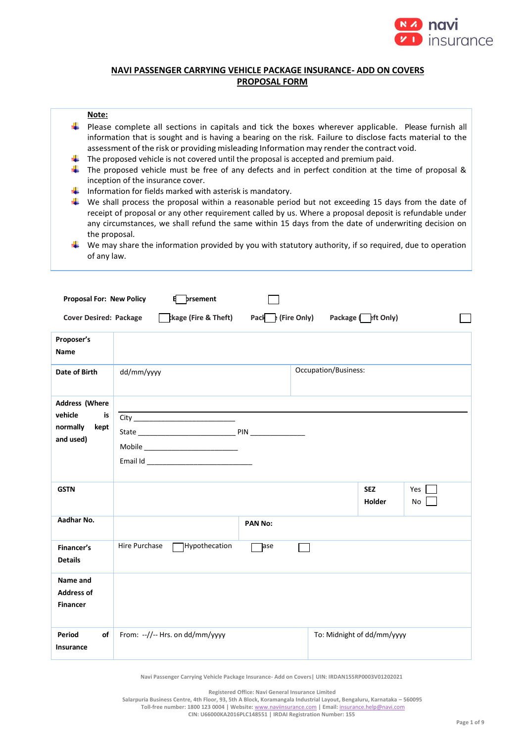# NAVI PASSENGER CARRYING VEHICLE PACKAGE INSURANCE- ADD ON COVERS PROPOSAL FORM

**Note:**

- Please complete all sections in capitals and tick the boxes wherever applicable. Please furnish all information that is sought and is having a bearing on the risk. Failure to disclose facts material to the assessment of the risk or providing misleading Information may render the contract void.
- The proposed vehicle is not covered until the proposal is accepted and premium paid.
- The proposed vehicle must be free of any defects and in perfect condition at the time of proposal & inception of the insurance cover.
- Information for fields marked with asterisk is mandatory.
- We shall process the proposal within a reasonable period but not exceeding 15 days from the date of receipt of proposal or any other requirement called by us. Where a proposal deposit is refundable under any circumstances, we shall refund the same within 15 days from the date of underwriting decision on the proposal.
- We may share the information provided by you with statutory authority, if so required, due to operation of any law.

**Proposal For:** **New Policy** ☐ **Endorsement** ☐

**Cover Desired:** **Package** ☐ **Package (Fire & Theft)** ☐ **Package (Fire Only)** ☐ **Package (Theft Only)** ☐

| | | | |
|---|---|---|---|
| **Proposer's Name** | | | |
| **Date of Birth** | dd/mm/yyyy | Occupation/Business: | |
| **Address (Where vehicle is normally kept and used)** | City ____________ State ____________ PIN ____________ Mobile ____________ Email Id ____________ | | |
| **GSTN** | | **SEZ Holder** | Yes ☐ No ☐ |
| **Aadhar No.** | | **PAN No:** | |
| **Financer's Details** | Hire Purchase ☐ Hypothecation ☐ Lease ☐ | | |
| **Name and Address of Financer** | | | |
| **Period of Insurance** | From: --//-- Hrs. on dd/mm/yyyy | To: Midnight of dd/mm/yyyy | |

Navi Passenger Carrying Vehicle Package Insurance- Add on Covers| UIN: IRDAN155RP0003V01202021

Registered Office: Navi General Insurance Limited
Salarpuria Business Centre, 4th Floor, 93, 5th A Block, Koramangala Industrial Layout, Bengaluru, Karnataka – 560095
Toll-free number: 1800 123 0004 | Website: www.naviinsurance.com | Email: insurance.help@navi.com
CIN: U66000KA2016PLC148551 | IRDAI Registration Number: 155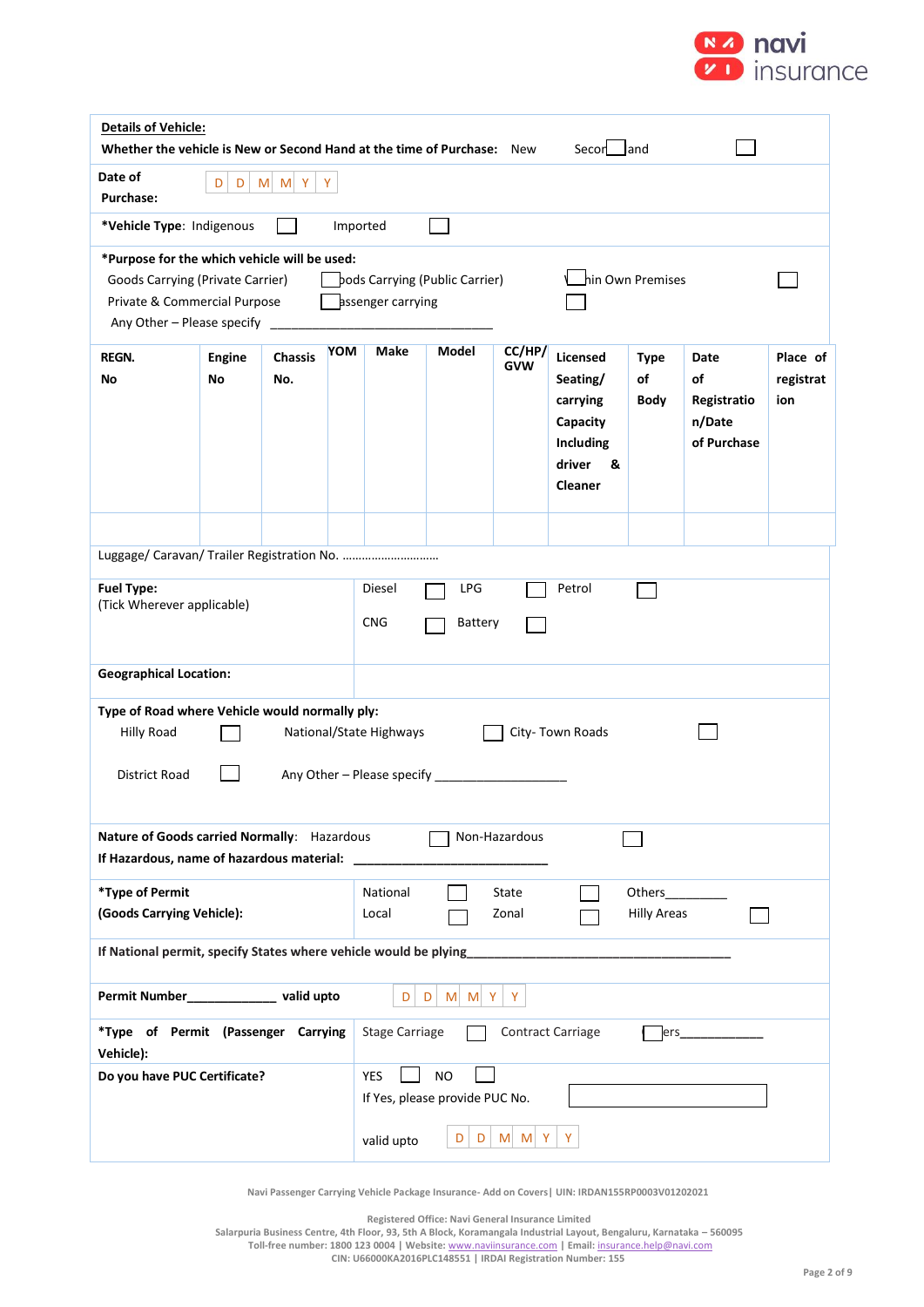**Details of Vehicle:**

**Whether the vehicle is New or Second Hand at the time of Purchase:** New ☐ Second Hand ☐

**Date of Purchase:** D D M M Y Y

***Vehicle Type**: Indigenous ☐ Imported ☐

***Purpose for the which vehicle will be used:**

Goods Carrying (Private Carrier) ☐ Goods Carrying (Public Carrier) ☐ Within Own Premises ☐

Private & Commercial Purpose ☐ Passenger carrying ☐

Any Other – Please specify ___________________________________

| REGN. No | Engine No | Chassis No. | YOM | Make | Model | CC/HP/GVW | Licensed Seating/ carrying Capacity Including driver & Cleaner | Type of Body | Date of Registration/Date of Purchase | Place of registration |
|---|---|---|---|---|---|---|---|---|---|---|
| | | | | | | | | | | |

Luggage/ Caravan/ Trailer Registration No. ..............................

**Fuel Type:** (Tick Wherever applicable)

Diesel ☐ LPG ☐ Petrol ☐

CNG ☐ Battery ☐

**Geographical Location:**

**Type of Road where Vehicle would normally ply:**

Hilly Road ☐ National/State Highways ☐ City- Town Roads ☐

District Road ☐ Any Other – Please specify ____________________

**Nature of Goods carried Normally**: Hazardous ☐ Non-Hazardous ☐

**If Hazardous, name of hazardous material:** ______________________________

***Type of Permit (Goods Carrying Vehicle):**

National ☐ State ☐ Others_________

Local ☐ Zonal ☐ Hilly Areas ☐

**If National permit, specify States where vehicle would be plying**_______________________________________

**Permit Number**_____________ **valid upto** D D M M Y Y

***Type of Permit (Passenger Carrying Vehicle):** Stage Carriage ☐ Contract Carriage ☐ Others____________

**Do you have PUC Certificate?** YES ☐ NO ☐

If Yes, please provide PUC No. ☐

valid upto D D M M Y Y

Navi Passenger Carrying Vehicle Package Insurance- Add on Covers| UIN: IRDAN155RP0003V01202021

Registered Office: Navi General Insurance Limited
Salarpuria Business Centre, 4th Floor, 93, 5th A Block, Koramangala Industrial Layout, Bengaluru, Karnataka – 560095
Toll-free number: 1800 123 0004 | Website: www.naviinsurance.com | Email: insurance.help@navi.com
CIN: U66000KA2016PLC148551 | IRDAI Registration Number: 155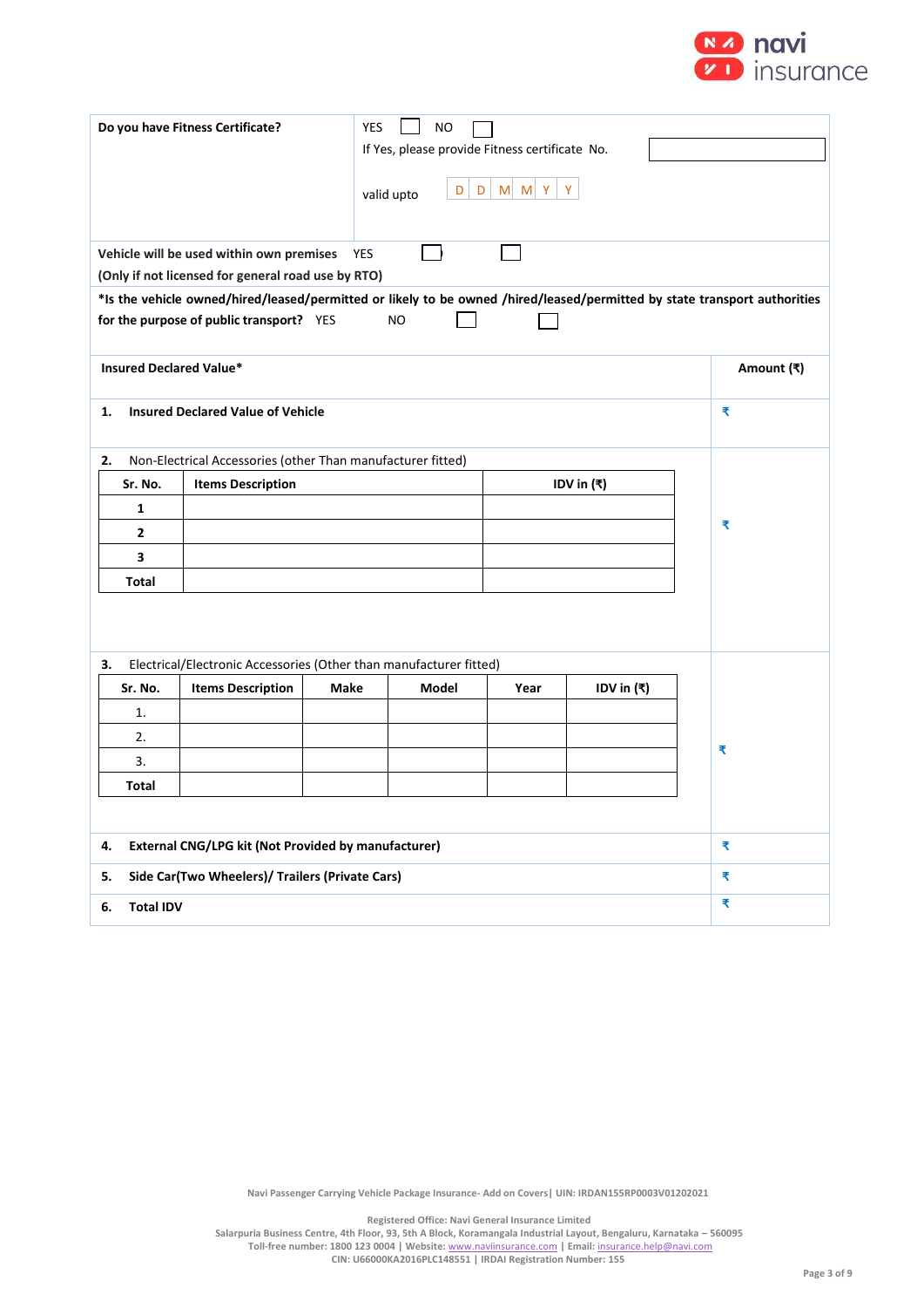| Do you have Fitness Certificate? | YES ☐ NO ☐ If Yes, please provide Fitness certificate No. ☐ valid upto D D M M Y Y |
|---|---|

| Vehicle will be used within own premises (Only if not licensed for general road use by RTO) | YES ☐ ☐ |
|---|---|

**\*Is the vehicle owned/hired/leased/permitted or likely to be owned /hired/leased/permitted by state transport authorities for the purpose of public transport?** YES NO ☐ ☐

| Insured Declared Value* | Amount (₹) |
|---|---|
| **1. Insured Declared Value of Vehicle** | ₹ |
| 2. Non-Electrical Accessories (other Than manufacturer fitted) | ₹ |
| 3. Electrical/Electronic Accessories (Other than manufacturer fitted) | ₹ |
| **4. External CNG/LPG kit (Not Provided by manufacturer)** | ₹ |
| **5. Side Car(Two Wheelers)/ Trailers (Private Cars)** | ₹ |
| **6. Total IDV** | ₹ |

**2.** Non-Electrical Accessories (other Than manufacturer fitted)

| Sr. No. | Items Description | IDV in (₹) |
|---|---|---|
| 1 | | |
| 2 | | |
| 3 | | |
| Total | | |

**3.** Electrical/Electronic Accessories (Other than manufacturer fitted)

| Sr. No. | Items Description | Make | Model | Year | IDV in (₹) |
|---|---|---|---|---|---|
| 1. | | | | | |
| 2. | | | | | |
| 3. | | | | | |
| Total | | | | | |

Navi Passenger Carrying Vehicle Package Insurance- Add on Covers| UIN: IRDAN155RP0003V01202021

Registered Office: Navi General Insurance Limited
Salarpuria Business Centre, 4th Floor, 93, 5th A Block, Koramangala Industrial Layout, Bengaluru, Karnataka – 560095
Toll-free number: 1800 123 0004 | Website: www.naviinsurance.com | Email: insurance.help@navi.com
CIN: U66000KA2016PLC148551 | IRDAI Registration Number: 155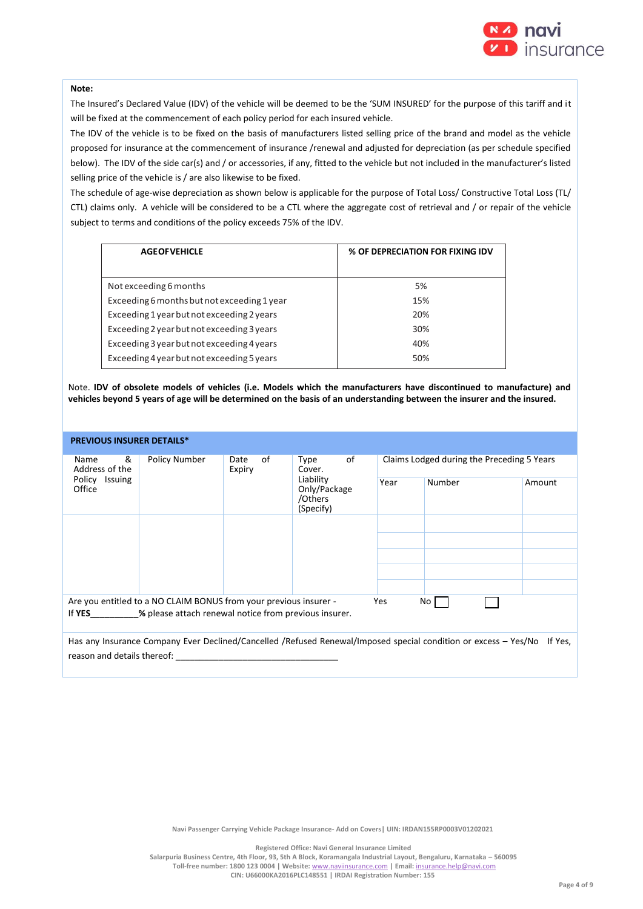**Note:**

The Insured's Declared Value (IDV) of the vehicle will be deemed to be the 'SUM INSURED' for the purpose of this tariff and it will be fixed at the commencement of each policy period for each insured vehicle.

The IDV of the vehicle is to be fixed on the basis of manufacturers listed selling price of the brand and model as the vehicle proposed for insurance at the commencement of insurance /renewal and adjusted for depreciation (as per schedule specified below). The IDV of the side car(s) and / or accessories, if any, fitted to the vehicle but not included in the manufacturer's listed selling price of the vehicle is / are also likewise to be fixed.

The schedule of age-wise depreciation as shown below is applicable for the purpose of Total Loss/ Constructive Total Loss (TL/ CTL) claims only. A vehicle will be considered to be a CTL where the aggregate cost of retrieval and / or repair of the vehicle subject to terms and conditions of the policy exceeds 75% of the IDV.

| AGE OF VEHICLE | % OF DEPRECIATION FOR FIXING IDV |
|---|---|
| Not exceeding 6 months | 5% |
| Exceeding 6 months but not exceeding 1 year | 15% |
| Exceeding 1 year but not exceeding 2 years | 20% |
| Exceeding 2 year but not exceeding 3 years | 30% |
| Exceeding 3 year but not exceeding 4 years | 40% |
| Exceeding 4 year but not exceeding 5 years | 50% |

Note. **IDV of obsolete models of vehicles (i.e. Models which the manufacturers have discontinued to manufacture) and vehicles beyond 5 years of age will be determined on the basis of an understanding between the insurer and the insured.**

**PREVIOUS INSURER DETAILS***

| Name & Address of the Policy Issuing Office | Policy Number | Date of Expiry | Type of Cover. Liability Only/Package /Others (Specify) | Claims Lodged during the Preceding 5 Years | | |
|---|---|---|---|---|---|---|
| | | | | Year | Number | Amount |
| | | | | | | |
| | | | | | | |
| | | | | | | |
| | | | | | | |
| | | | | | | |

Are you entitled to a NO CLAIM BONUS from your previous insurer - Yes ☐ No ☐

If **YES**__________% please attach renewal notice from previous insurer.

Has any Insurance Company Ever Declined/Cancelled /Refused Renewal/Imposed special condition or excess – Yes/No If Yes, reason and details thereof: ___________________________________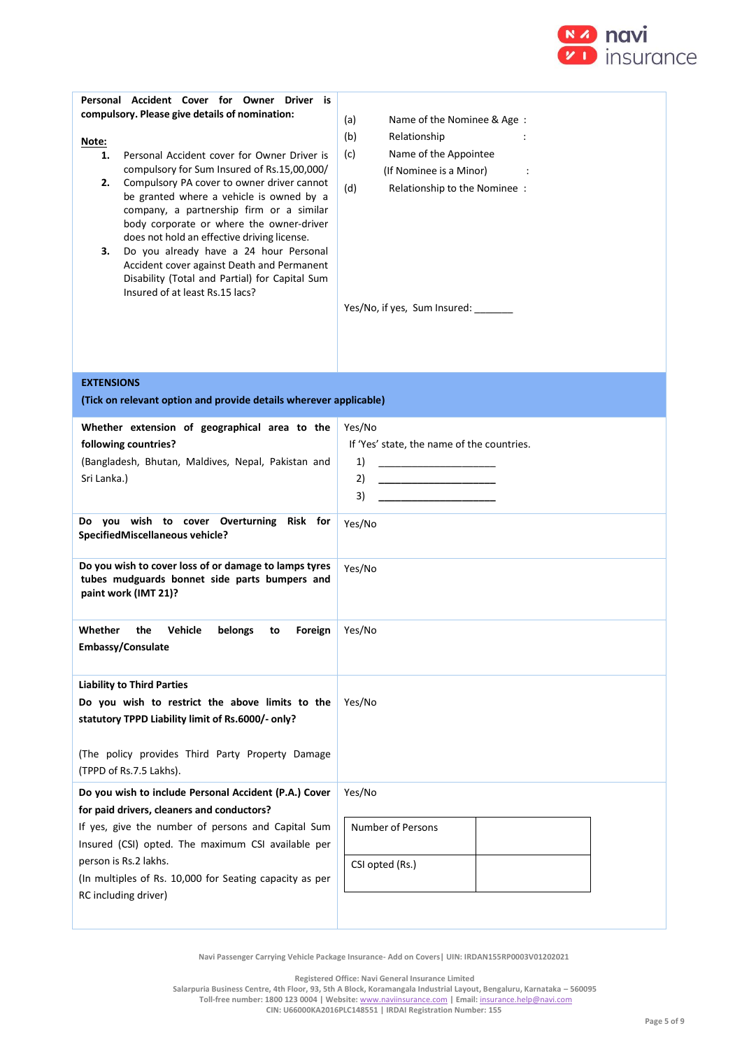| | |
|---|---|
| **Personal Accident Cover for Owner Driver is compulsory. Please give details of nomination:**<br><br>**Note:**<br>**1.** Personal Accident cover for Owner Driver is compulsory for Sum Insured of Rs.15,00,000/<br>**2.** Compulsory PA cover to owner driver cannot be granted where a vehicle is owned by a company, a partnership firm or a similar body corporate or where the owner-driver does not hold an effective driving license.<br>**3.** Do you already have a 24 hour Personal Accident cover against Death and Permanent Disability (Total and Partial) for Capital Sum Insured of at least Rs.15 lacs? | (a) Name of the Nominee & Age :<br>(b) Relationship :<br>(c) Name of the Appointee (If Nominee is a Minor) :<br>(d) Relationship to the Nominee :<br><br>Yes/No, if yes, Sum Insured: _______ |
| **EXTENSIONS**<br>**(Tick on relevant option and provide details wherever applicable)** | |
| **Whether extension of geographical area to the following countries?**<br>(Bangladesh, Bhutan, Maldives, Nepal, Pakistan and Sri Lanka.) | Yes/No<br>If 'Yes' state, the name of the countries.<br>1) ____________________<br>2) ____________________<br>3) ____________________ |
| **Do you wish to cover Overturning Risk for SpecifiedMiscellaneous vehicle?** | Yes/No |
| **Do you wish to cover loss of or damage to lamps tyres tubes mudguards bonnet side parts bumpers and paint work (IMT 21)?** | Yes/No |
| **Whether the Vehicle belongs to Foreign Embassy/Consulate** | Yes/No |
| **Liability to Third Parties**<br>**Do you wish to restrict the above limits to the statutory TPPD Liability limit of Rs.6000/- only?**<br><br>(The policy provides Third Party Property Damage (TPPD of Rs.7.5 Lakhs). | Yes/No |
| **Do you wish to include Personal Accident (P.A.) Cover for paid drivers, cleaners and conductors?**<br>If yes, give the number of persons and Capital Sum Insured (CSI) opted. The maximum CSI available per person is Rs.2 lakhs.<br>(In multiples of Rs. 10,000 for Seating capacity as per RC including driver) | Yes/No<br><br>Number of Persons: ______<br>CSI opted (Rs.): ______ |

Navi Passenger Carrying Vehicle Package Insurance- Add on Covers| UIN: IRDAN155RP0003V01202021

Registered Office: Navi General Insurance Limited
Salarpuria Business Centre, 4th Floor, 93, 5th A Block, Koramangala Industrial Layout, Bengaluru, Karnataka – 560095
Toll-free number: 1800 123 0004 | Website: www.naviinsurance.com | Email: insurance.help@navi.com
CIN: U66000KA2016PLC148551 | IRDAI Registration Number: 155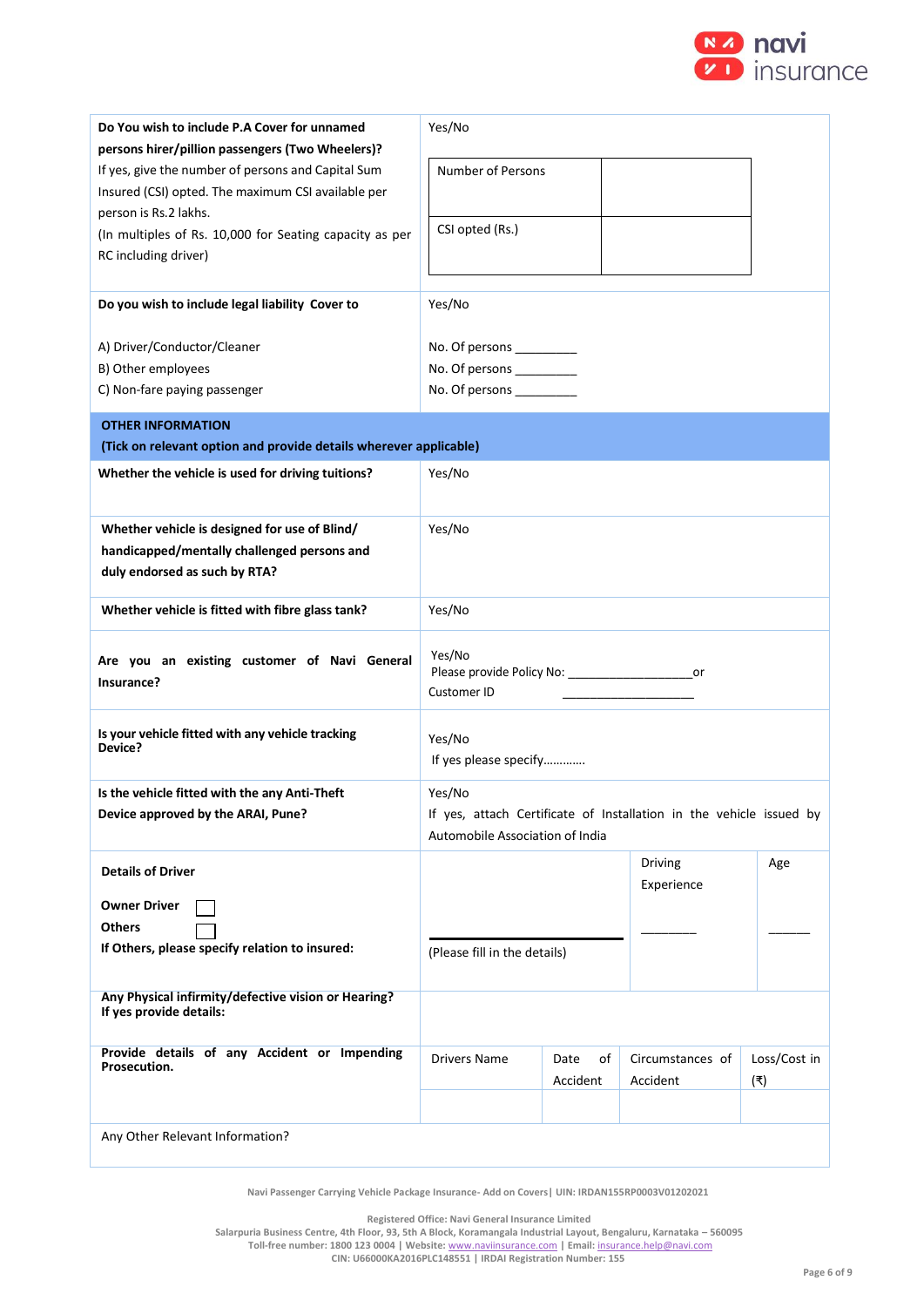| | |
|---|---|
| **Do You wish to include P.A Cover for unnamed persons hirer/pillion passengers (Two Wheelers)?**<br>If yes, give the number of persons and Capital Sum Insured (CSI) opted. The maximum CSI available per person is Rs.2 lakhs.<br>(In multiples of Rs. 10,000 for Seating capacity as per RC including driver) | Yes/No<br><br>Number of Persons: \_\_\_\_\_\_\_\_\_<br>CSI opted (Rs.): \_\_\_\_\_\_\_\_\_ |
| **Do you wish to include legal liability Cover to**<br><br>A) Driver/Conductor/Cleaner<br>B) Other employees<br>C) Non-fare paying passenger | Yes/No<br><br>No. Of persons \_\_\_\_\_\_\_\_\_<br>No. Of persons \_\_\_\_\_\_\_\_\_<br>No. Of persons \_\_\_\_\_\_\_\_\_ |

**OTHER INFORMATION**
**(Tick on relevant option and provide details wherever applicable)**

| | |
|---|---|
| **Whether the vehicle is used for driving tuitions?** | Yes/No |
| **Whether vehicle is designed for use of Blind/ handicapped/mentally challenged persons and duly endorsed as such by RTA?** | Yes/No |
| **Whether vehicle is fitted with fibre glass tank?** | Yes/No |
| **Are you an existing customer of Navi General Insurance?** | Yes/No<br>Please provide Policy No: \_\_\_\_\_\_\_\_\_\_\_\_\_\_\_\_\_\_\_or<br>Customer ID \_\_\_\_\_\_\_\_\_\_\_\_\_\_\_\_\_\_\_\_ |
| **Is your vehicle fitted with any vehicle tracking Device?** | Yes/No<br>If yes please specify………… |
| **Is the vehicle fitted with the any Anti-Theft Device approved by the ARAI, Pune?** | Yes/No<br>If yes, attach Certificate of Installation in the vehicle issued by Automobile Association of India |

| Details of Driver | | Driving Experience | Age |
|---|---|---|---|
| **Owner Driver** ☐<br>**Others** ☐<br>**If Others, please specify relation to insured:** | \_\_\_\_\_\_\_\_\_\_\_\_\_\_\_\_\_\_\_\_<br>(Please fill in the details) | \_\_\_\_\_\_\_\_ | \_\_\_\_\_\_ |
| **Any Physical infirmity/defective vision or Hearing? If yes provide details:** | | | |

| **Provide details of any Accident or Impending Prosecution.** | Drivers Name | Date of Accident | Circumstances of Accident | Loss/Cost in (₹) |
|---|---|---|---|---|
| | | | | |

Any Other Relevant Information?

Navi Passenger Carrying Vehicle Package Insurance- Add on Covers| UIN: IRDAN155RP0003V01202021

Registered Office: Navi General Insurance Limited
Salarpuria Business Centre, 4th Floor, 93, 5th A Block, Koramangala Industrial Layout, Bengaluru, Karnataka – 560095
Toll-free number: 1800 123 0004 | Website: www.naviinsurance.com | Email: insurance.help@navi.com
CIN: U66000KA2016PLC148551 | IRDAI Registration Number: 155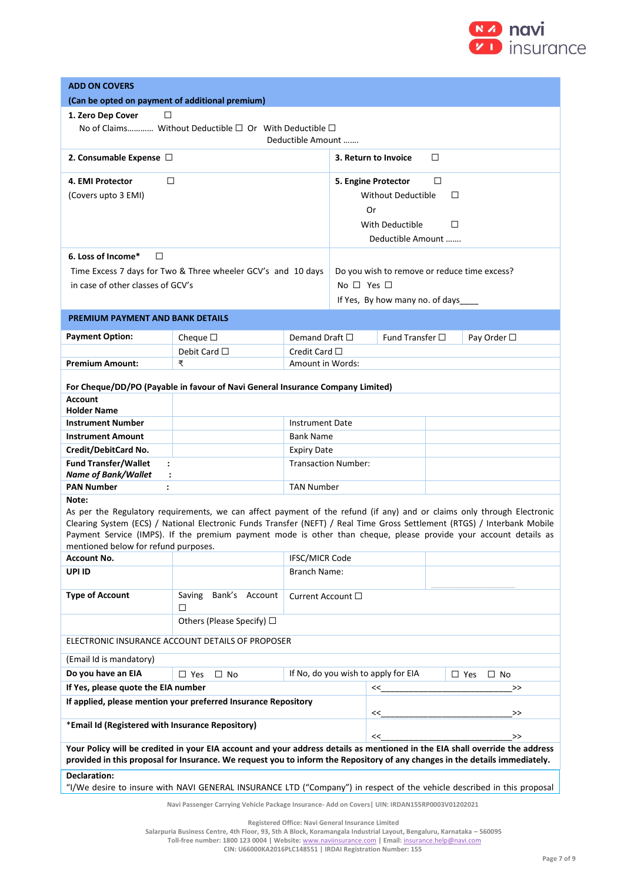## ADD ON COVERS

**(Can be opted on payment of additional premium)**

**1. Zero Dep Cover** ☐
No of Claims………… Without Deductible ☐ Or With Deductible ☐
Deductible Amount …….

| **2. Consumable Expense** ☐ | **3. Return to Invoice** ☐ |
|---|---|
| **4. EMI Protector** ☐<br>(Covers upto 3 EMI) | **5. Engine Protector** ☐<br>Without Deductible ☐<br>Or<br>With Deductible ☐<br>Deductible Amount ……. |
| **6. Loss of Income*** ☐<br>Time Excess 7 days for Two & Three wheeler GCV's and 10 days in case of other classes of GCV's | Do you wish to remove or reduce time excess?<br>No ☐ Yes ☐<br>If Yes, By how many no. of days____ |

## PREMIUM PAYMENT AND BANK DETAILS

| **Payment Option:** | Cheque ☐ | Demand Draft ☐ | Fund Transfer ☐ | Pay Order ☐ |
|---|---|---|---|---|
| | Debit Card ☐ | Credit Card ☐ | | |
| **Premium Amount:** | ₹ | Amount in Words: | | |

**For Cheque/DD/PO (Payable in favour of Navi General Insurance Company Limited)**

| **Account Holder Name** | | | |
|---|---|---|---|
| **Instrument Number** | | Instrument Date | |
| **Instrument Amount** | | Bank Name | |
| **Credit/DebitCard No.** | | Expiry Date | |
| **Fund Transfer/Wallet :**<br>***Name of Bank/Wallet*** **:** | | Transaction Number: | |
| **PAN Number :** | | TAN Number | |

**Note:**
As per the Regulatory requirements, we can affect payment of the refund (if any) and or claims only through Electronic Clearing System (ECS) / National Electronic Funds Transfer (NEFT) / Real Time Gross Settlement (RTGS) / Interbank Mobile Payment Service (IMPS). If the premium payment mode is other than cheque, please provide your account details as mentioned below for refund purposes.

| **Account No.** | | IFSC/MICR Code | |
|---|---|---|---|
| **UPI ID** | | Branch Name: | |
| **Type of Account** | Saving Bank's Account ☐ | Current Account ☐ | |
| | Others (Please Specify) ☐ | | |

ELECTRONIC INSURANCE ACCOUNT DETAILS OF PROPOSER

(Email Id is mandatory)

| **Do you have an EIA** | ☐ Yes ☐ No | If No, do you wish to apply for EIA | ☐ Yes ☐ No |
|---|---|---|---|
| **If Yes, please quote the EIA number** | | | <<______________________________>> |
| **If applied, please mention your preferred Insurance Repository** | | | <<______________________________>> |
| ***Email Id (Registered with Insurance Repository)** | | | <<______________________________>> |

**Your Policy will be credited in your EIA account and your address details as mentioned in the EIA shall override the address provided in this proposal for Insurance. We request you to inform the Repository of any changes in the details immediately.**

**Declaration:**
"I/We desire to insure with NAVI GENERAL INSURANCE LTD ("Company") in respect of the vehicle described in this proposal

Navi Passenger Carrying Vehicle Package Insurance- Add on Covers| UIN: IRDAN155RP0003V01202021

Registered Office: Navi General Insurance Limited
Salarpuria Business Centre, 4th Floor, 93, 5th A Block, Koramangala Industrial Layout, Bengaluru, Karnataka – 560095
Toll-free number: 1800 123 0004 | Website: www.naviinsurance.com | Email: insurance.help@navi.com
CIN: U66000KA2016PLC148551 | IRDAI Registration Number: 155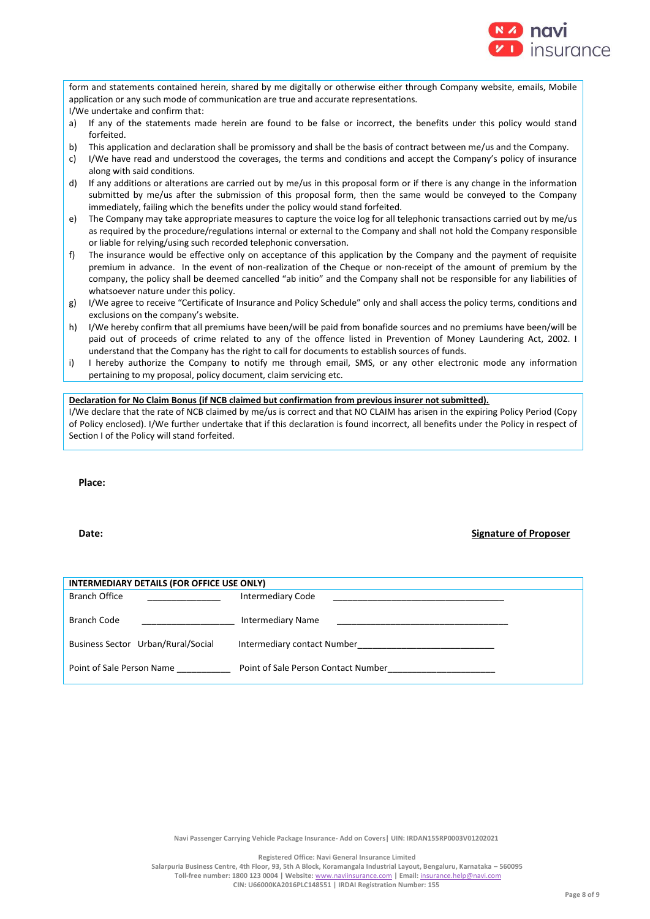form and statements contained herein, shared by me digitally or otherwise either through Company website, emails, Mobile application or any such mode of communication are true and accurate representations.

I/We undertake and confirm that:

a) If any of the statements made herein are found to be false or incorrect, the benefits under this policy would stand forfeited.
b) This application and declaration shall be promissory and shall be the basis of contract between me/us and the Company.
c) I/We have read and understood the coverages, the terms and conditions and accept the Company's policy of insurance along with said conditions.
d) If any additions or alterations are carried out by me/us in this proposal form or if there is any change in the information submitted by me/us after the submission of this proposal form, then the same would be conveyed to the Company immediately, failing which the benefits under the policy would stand forfeited.
e) The Company may take appropriate measures to capture the voice log for all telephonic transactions carried out by me/us as required by the procedure/regulations internal or external to the Company and shall not hold the Company responsible or liable for relying/using such recorded telephonic conversation.
f) The insurance would be effective only on acceptance of this application by the Company and the payment of requisite premium in advance. In the event of non-realization of the Cheque or non-receipt of the amount of premium by the company, the policy shall be deemed cancelled "ab initio" and the Company shall not be responsible for any liabilities of whatsoever nature under this policy.
g) I/We agree to receive "Certificate of Insurance and Policy Schedule" only and shall access the policy terms, conditions and exclusions on the company's website.
h) I/We hereby confirm that all premiums have been/will be paid from bonafide sources and no premiums have been/will be paid out of proceeds of crime related to any of the offence listed in Prevention of Money Laundering Act, 2002. I understand that the Company has the right to call for documents to establish sources of funds.
i) I hereby authorize the Company to notify me through email, SMS, or any other electronic mode any information pertaining to my proposal, policy document, claim servicing etc.

**Declaration for No Claim Bonus (if NCB claimed but confirmation from previous insurer not submitted).**

I/We declare that the rate of NCB claimed by me/us is correct and that NO CLAIM has arisen in the expiring Policy Period (Copy of Policy enclosed). I/We further undertake that if this declaration is found incorrect, all benefits under the Policy in respect of Section I of the Policy will stand forfeited.

**Place:**

**Date:** **Signature of Proposer**

| INTERMEDIARY DETAILS (FOR OFFICE USE ONLY) | |
|---|---|
| Branch Office ______________ | Intermediary Code ________________________________ |
| Branch Code _________________ | Intermediary Name ________________________________ |
| Business Sector Urban/Rural/Social | Intermediary contact Number__________________________ |
| Point of Sale Person Name __________ | Point of Sale Person Contact Number_____________________ |

Navi Passenger Carrying Vehicle Package Insurance- Add on Covers| UIN: IRDAN155RP0003V01202021

Registered Office: Navi General Insurance Limited
Salarpuria Business Centre, 4th Floor, 93, 5th A Block, Koramangala Industrial Layout, Bengaluru, Karnataka – 560095
Toll-free number: 1800 123 0004 | Website: www.naviinsurance.com | Email: insurance.help@navi.com
CIN: U66000KA2016PLC148551 | IRDAI Registration Number: 155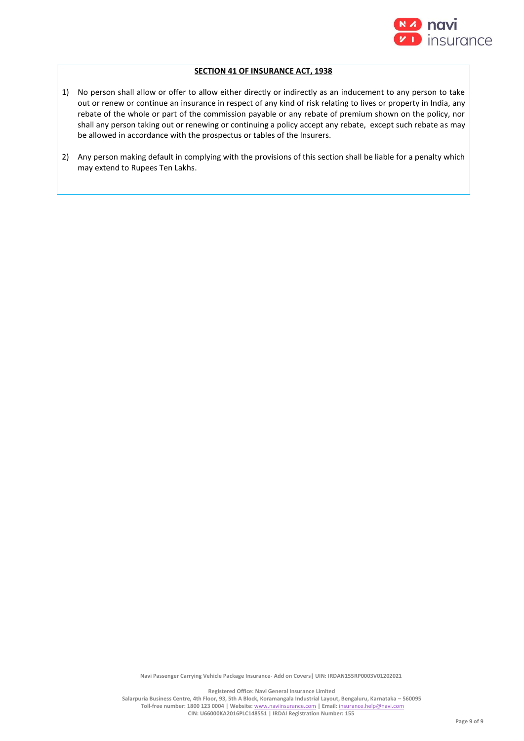## SECTION 41 OF INSURANCE ACT, 1938

1) No person shall allow or offer to allow either directly or indirectly as an inducement to any person to take out or renew or continue an insurance in respect of any kind of risk relating to lives or property in India, any rebate of the whole or part of the commission payable or any rebate of premium shown on the policy, nor shall any person taking out or renewing or continuing a policy accept any rebate, except such rebate as may be allowed in accordance with the prospectus or tables of the Insurers.

2) Any person making default in complying with the provisions of this section shall be liable for a penalty which may extend to Rupees Ten Lakhs.